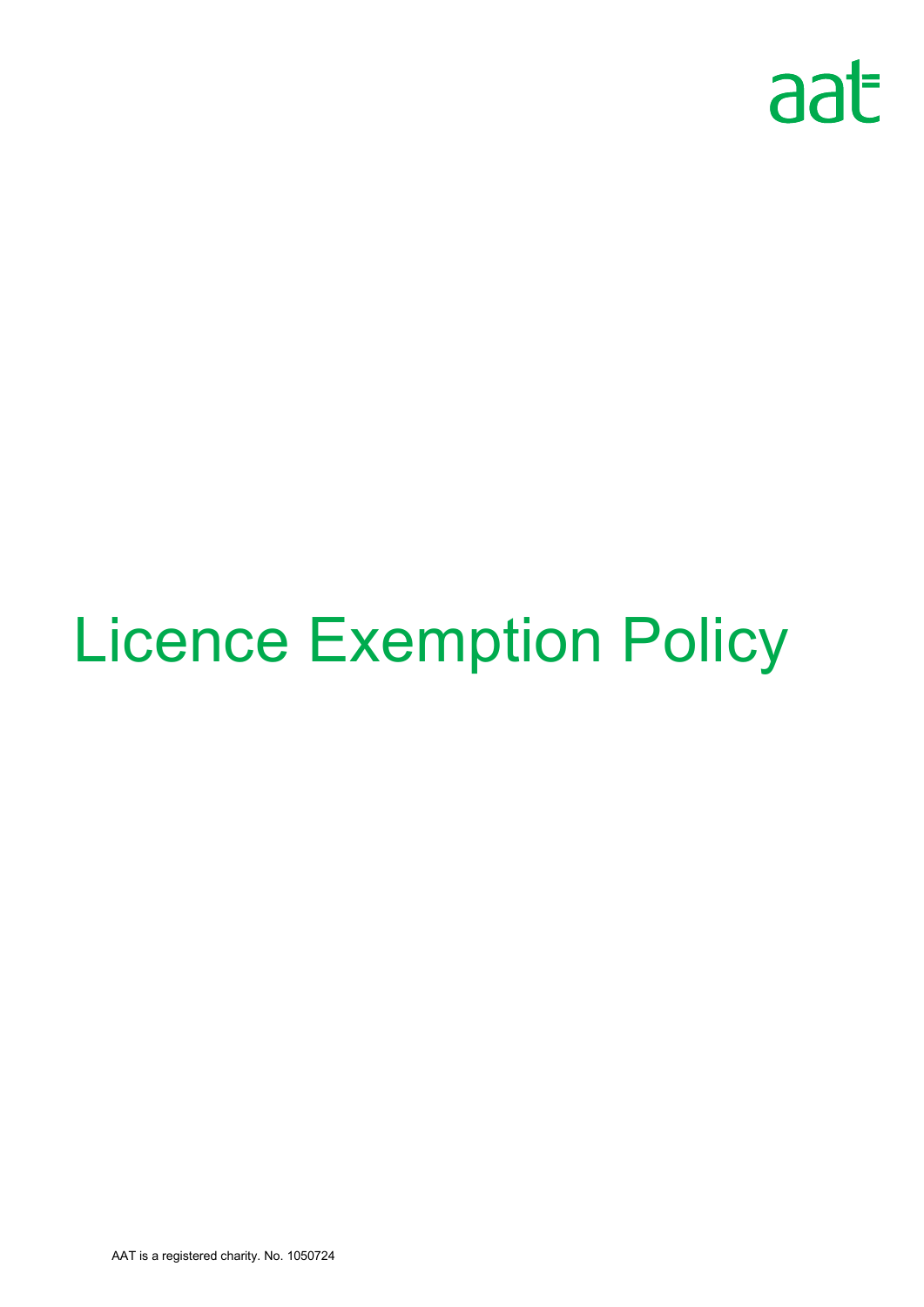aat

# Licence Exemption Policy

AAT is a registered charity. No. 1050724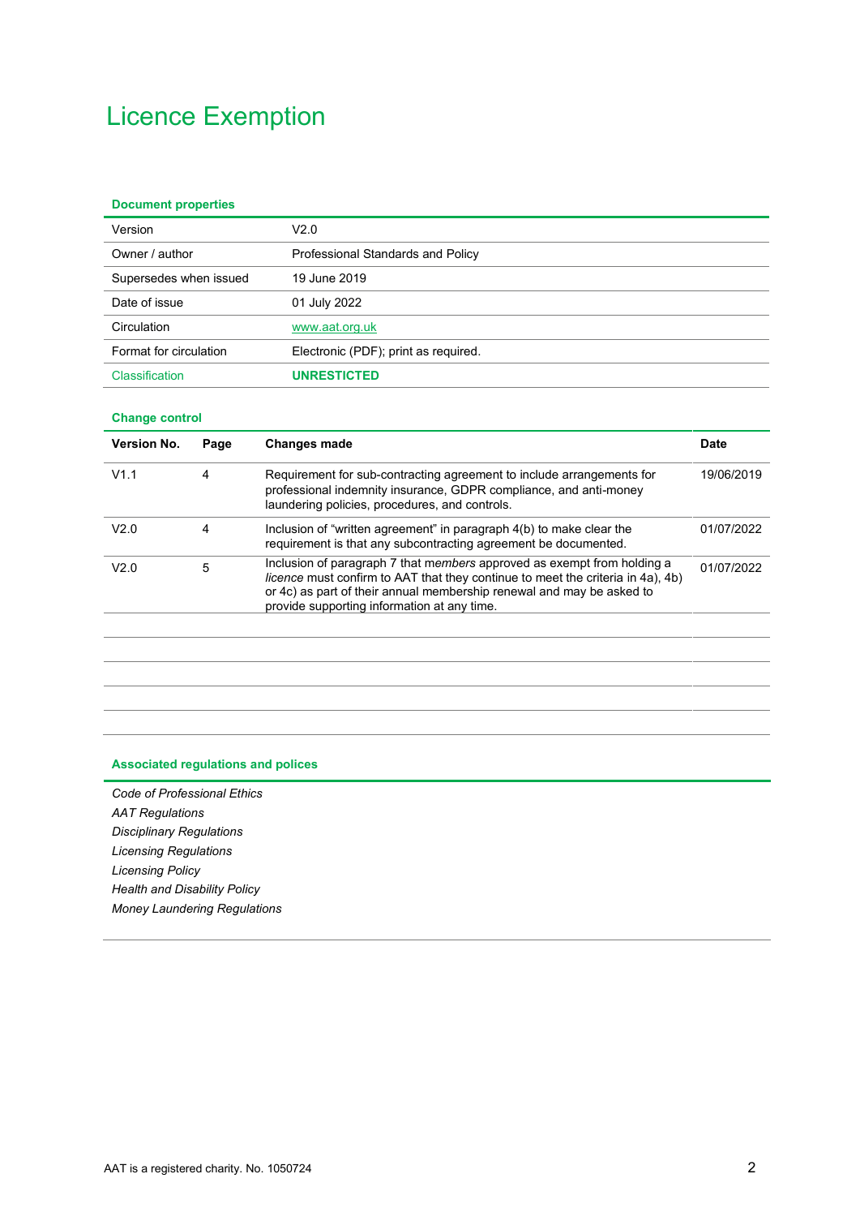# Licence Exemption

**Document properties**

| | |
|---|---|
| Version | V2.0 |
| Owner / author | Professional Standards and Policy |
| Supersedes when issued | 19 June 2019 |
| Date of issue | 01 July 2022 |
| Circulation | www.aat.org.uk |
| Format for circulation | Electronic (PDF); print as required. |
| Classification | **UNRESTICTED** |

**Change control**

| Version No. | Page | Changes made | Date |
|---|---|---|---|
| V1.1 | 4 | Requirement for sub-contracting agreement to include arrangements for professional indemnity insurance, GDPR compliance, and anti-money laundering policies, procedures, and controls. | 19/06/2019 |
| V2.0 | 4 | Inclusion of "written agreement" in paragraph 4(b) to make clear the requirement is that any subcontracting agreement be documented. | 01/07/2022 |
| V2.0 | 5 | Inclusion of paragraph 7 that *members* approved as exempt from holding a *licence* must confirm to AAT that they continue to meet the criteria in 4a), 4b) or 4c) as part of their annual membership renewal and may be asked to provide supporting information at any time. | 01/07/2022 |
| | | | |
| | | | |
| | | | |
| | | | |
| | | | |

**Associated regulations and polices**

*Code of Professional Ethics*
*AAT Regulations*
*Disciplinary Regulations*
*Licensing Regulations*
*Licensing Policy*
*Health and Disability Policy*
*Money Laundering Regulations*

AAT is a registered charity. No. 1050724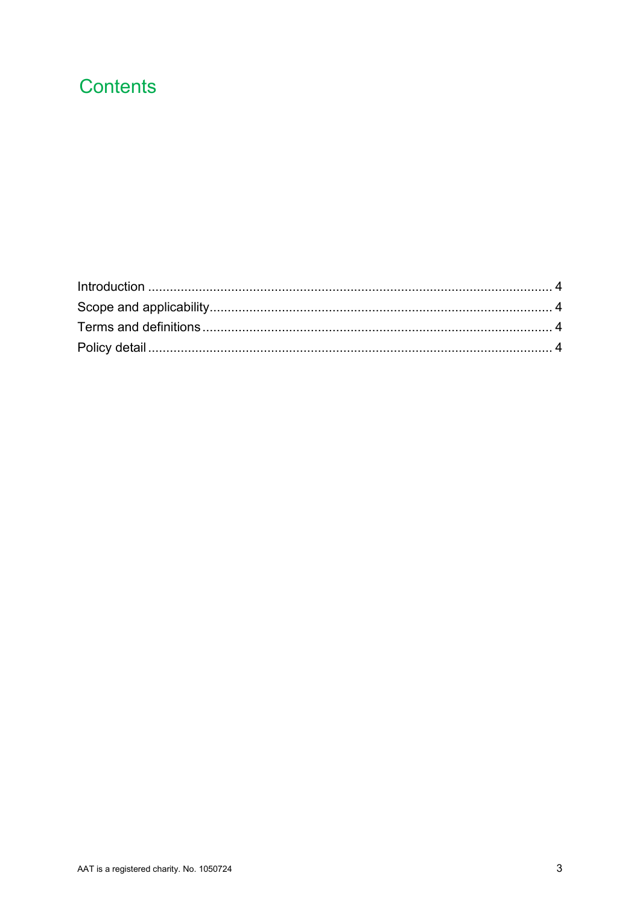# Contents

Introduction .................................................................................................................. 4

Scope and applicability................................................................................................ 4

Terms and definitions .................................................................................................. 4

Policy detail ................................................................................................................. 4

AAT is a registered charity. No. 1050724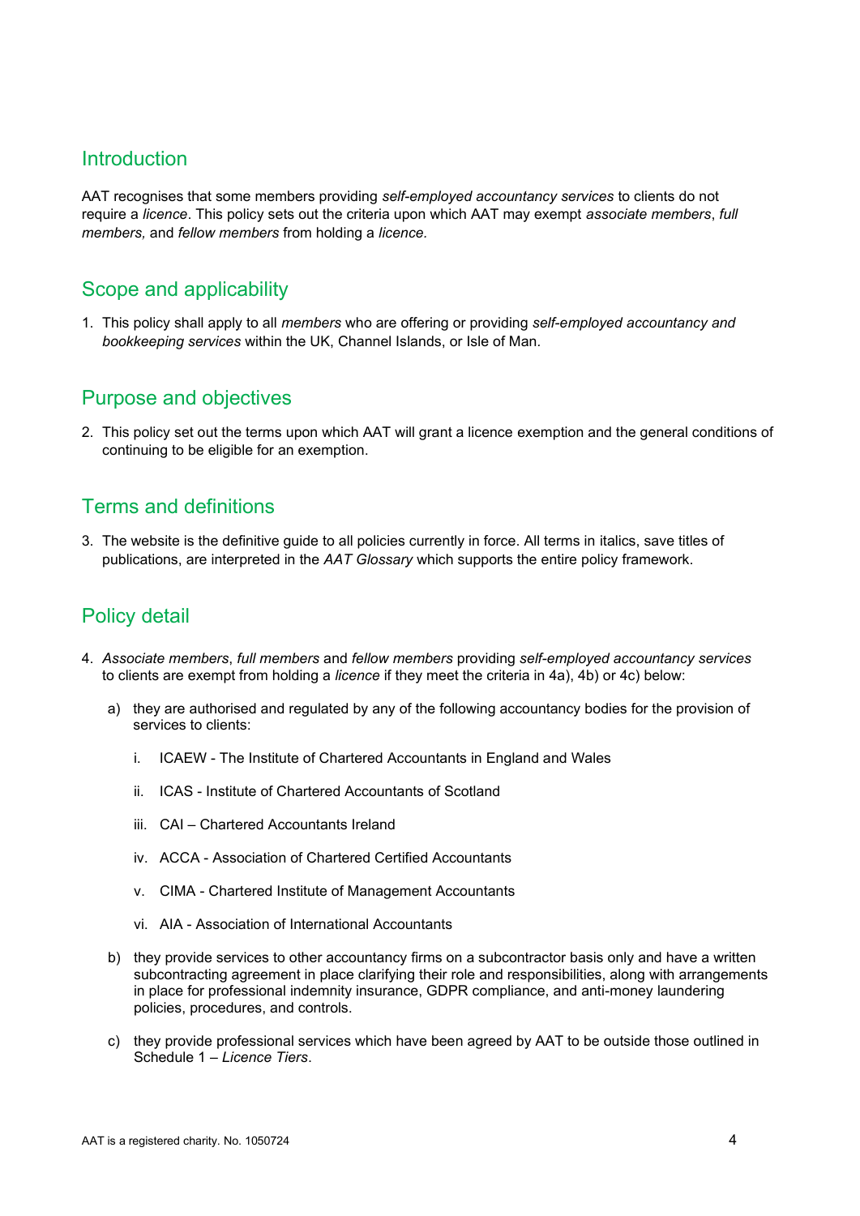## Introduction

AAT recognises that some members providing *self-employed accountancy services* to clients do not require a *licence*. This policy sets out the criteria upon which AAT may exempt *associate members*, *full members,* and *fellow members* from holding a *licence.*

## Scope and applicability

1. This policy shall apply to all *members* who are offering or providing *self-employed accountancy and bookkeeping services* within the UK, Channel Islands, or Isle of Man.

## Purpose and objectives

2. This policy set out the terms upon which AAT will grant a licence exemption and the general conditions of continuing to be eligible for an exemption.

## Terms and definitions

3. The website is the definitive guide to all policies currently in force. All terms in italics, save titles of publications, are interpreted in the *AAT Glossary* which supports the entire policy framework.

## Policy detail

4. *Associate members*, *full members* and *fellow members* providing *self-employed accountancy services* to clients are exempt from holding a *licence* if they meet the criteria in 4a), 4b) or 4c) below:

   a) they are authorised and regulated by any of the following accountancy bodies for the provision of services to clients:

      i. ICAEW - The Institute of Chartered Accountants in England and Wales

      ii. ICAS - Institute of Chartered Accountants of Scotland

      iii. CAI – Chartered Accountants Ireland

      iv. ACCA - Association of Chartered Certified Accountants

      v. CIMA - Chartered Institute of Management Accountants

      vi. AIA - Association of International Accountants

   b) they provide services to other accountancy firms on a subcontractor basis only and have a written subcontracting agreement in place clarifying their role and responsibilities, along with arrangements in place for professional indemnity insurance, GDPR compliance, and anti-money laundering policies, procedures, and controls.

   c) they provide professional services which have been agreed by AAT to be outside those outlined in Schedule 1 – *Licence Tiers*.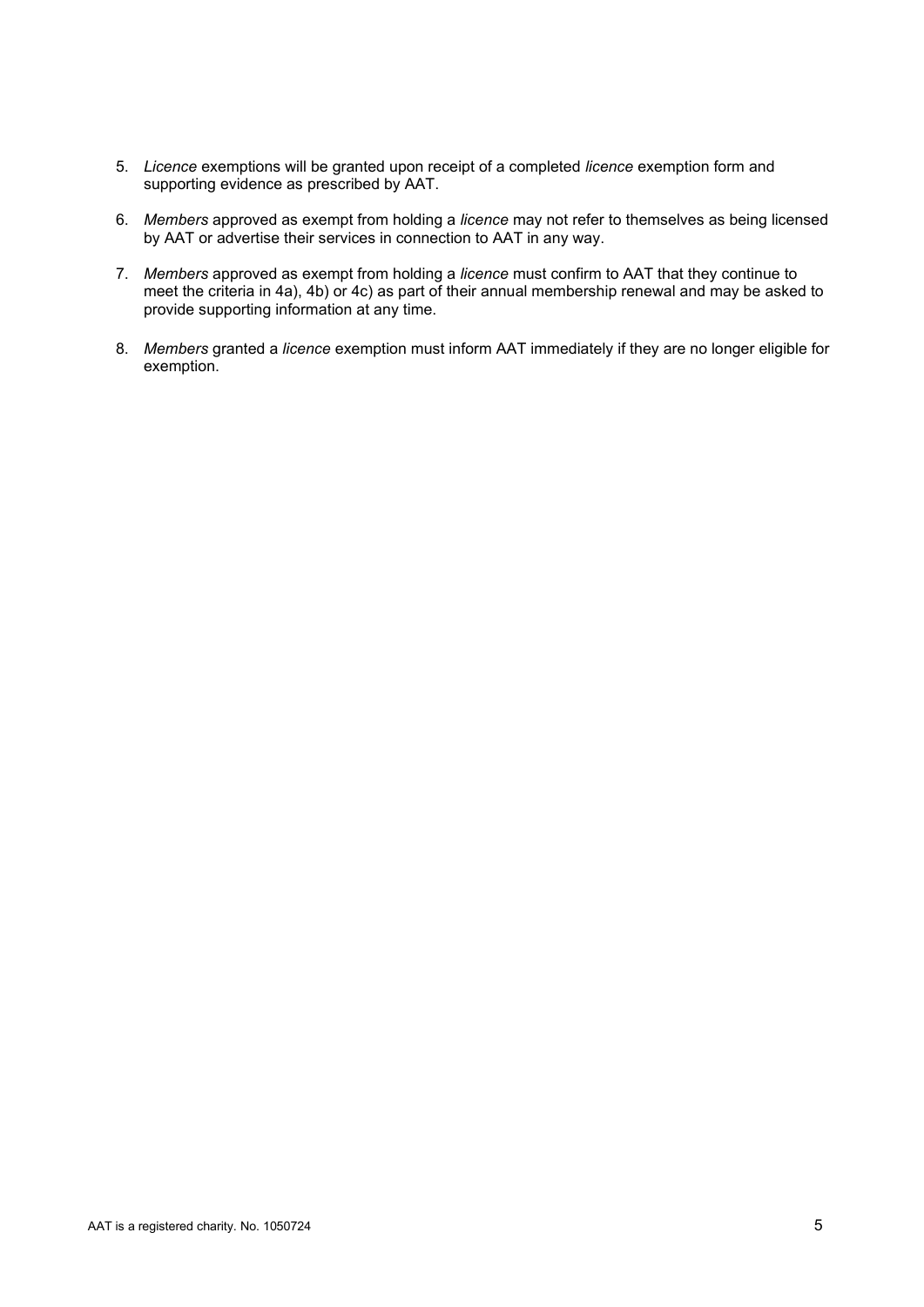5. *Licence* exemptions will be granted upon receipt of a completed *licence* exemption form and supporting evidence as prescribed by AAT.

6. *Members* approved as exempt from holding a *licence* may not refer to themselves as being licensed by AAT or advertise their services in connection to AAT in any way.

7. *Members* approved as exempt from holding a *licence* must confirm to AAT that they continue to meet the criteria in 4a), 4b) or 4c) as part of their annual membership renewal and may be asked to provide supporting information at any time.

8. *Members* granted a *licence* exemption must inform AAT immediately if they are no longer eligible for exemption.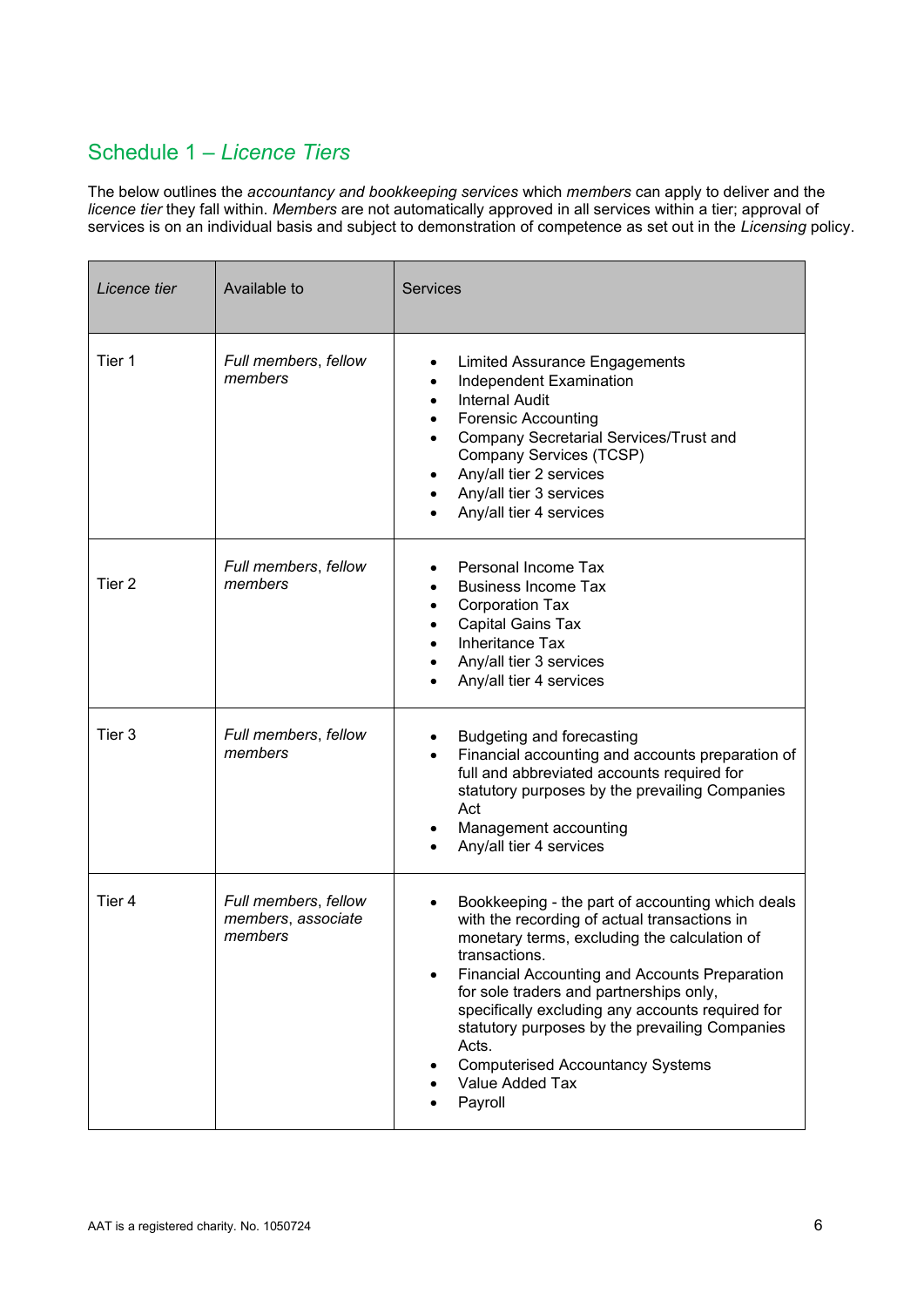## Schedule 1 – *Licence Tiers*

The below outlines the *accountancy and bookkeeping services* which *members* can apply to deliver and the *licence tier* they fall within. *Members* are not automatically approved in all services within a tier; approval of services is on an individual basis and subject to demonstration of competence as set out in the *Licensing* policy.

| *Licence tier* | Available to | Services |
|---|---|---|
| Tier 1 | *Full members*, *fellow members* | • Limited Assurance Engagements<br>• Independent Examination<br>• Internal Audit<br>• Forensic Accounting<br>• Company Secretarial Services/Trust and Company Services (TCSP)<br>• Any/all tier 2 services<br>• Any/all tier 3 services<br>• Any/all tier 4 services |
| Tier 2 | *Full members*, *fellow members* | • Personal Income Tax<br>• Business Income Tax<br>• Corporation Tax<br>• Capital Gains Tax<br>• Inheritance Tax<br>• Any/all tier 3 services<br>• Any/all tier 4 services |
| Tier 3 | *Full members*, *fellow members* | • Budgeting and forecasting<br>• Financial accounting and accounts preparation of full and abbreviated accounts required for statutory purposes by the prevailing Companies Act<br>• Management accounting<br>• Any/all tier 4 services |
| Tier 4 | *Full members*, *fellow members*, *associate members* | • Bookkeeping - the part of accounting which deals with the recording of actual transactions in monetary terms, excluding the calculation of transactions.<br>• Financial Accounting and Accounts Preparation for sole traders and partnerships only, specifically excluding any accounts required for statutory purposes by the prevailing Companies Acts.<br>• Computerised Accountancy Systems<br>• Value Added Tax<br>• Payroll |

AAT is a registered charity. No. 1050724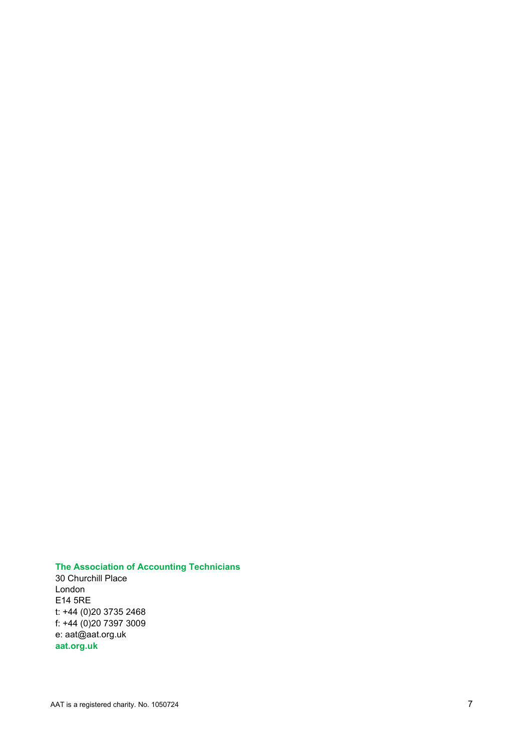**The Association of Accounting Technicians**
30 Churchill Place
London
E14 5RE
t: +44 (0)20 3735 2468
f: +44 (0)20 7397 3009
e: aat@aat.org.uk
**aat.org.uk**

AAT is a registered charity. No. 1050724